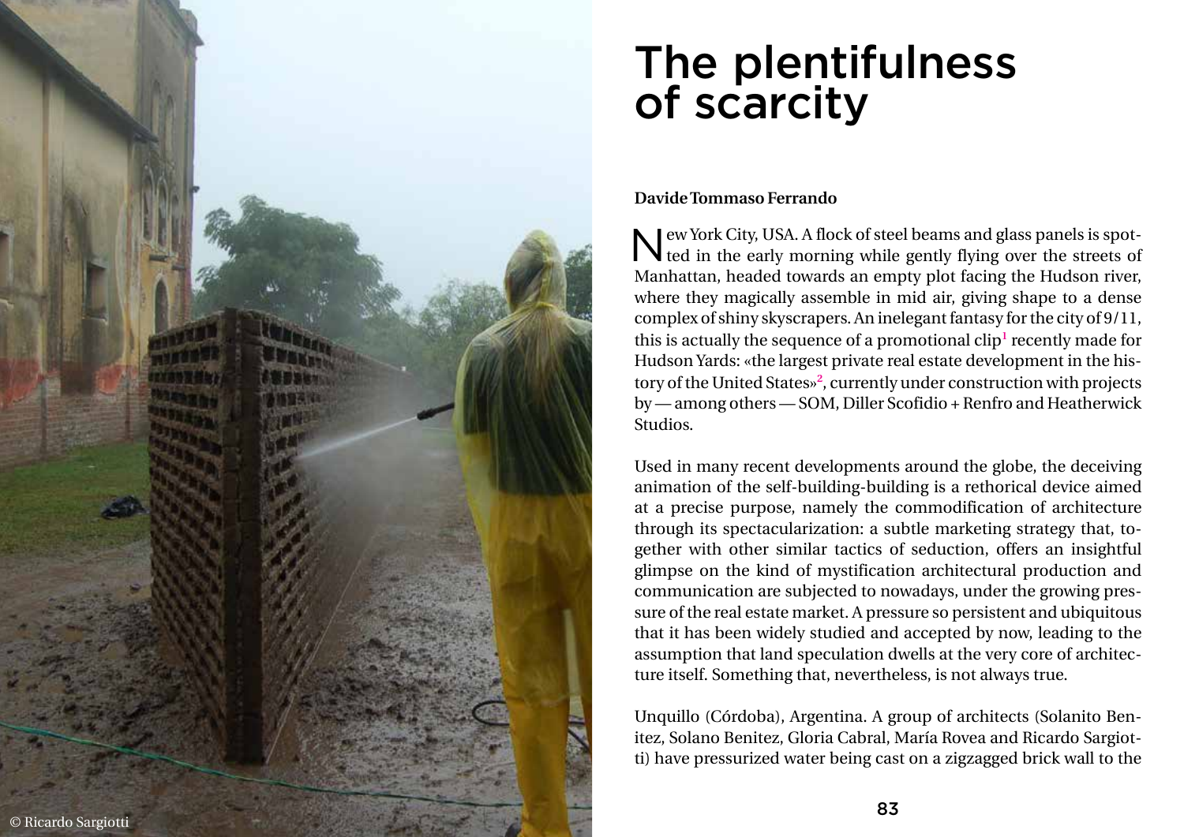# The plentifulness of scarcity

**Davide Tommaso Ferrando**

New York City, USA. A flock of steel beams and glass panels is spotted in the early morning while gently flying over the streets of Manhattan, headed towards an empty plot facing the Hudson river, where they magically assemble in mid air, giving shape to a dense complex of shiny skyscrapers. An inelegant fantasy for the city of 9/11, this is actually the sequence of a promotional clip[1] recently made for Hudson Yards: «the largest private real estate development in the history of the United States»[2], currently under construction with projects by — among others — SOM, Diller Scofidio + Renfro and Heatherwick Studios.

Used in many recent developments around the globe, the deceiving animation of the self-building-building is a rethorical device aimed at a precise purpose, namely the commodification of architecture through its spectacularization: a subtle marketing strategy that, together with other similar tactics of seduction, offers an insightful glimpse on the kind of mystification architectural production and communication are subjected to nowadays, under the growing pressure of the real estate market. A pressure so persistent and ubiquitous that it has been widely studied and accepted by now, leading to the assumption that land speculation dwells at the very core of architecture itself. Something that, nevertheless, is not always true.

Unquillo (Córdoba), Argentina. A group of architects (Solanito Benitez, Solano Benitez, Gloria Cabral, María Rovea and Ricardo Sargiotti) have pressurized water being cast on a zigzagged brick wall to the

© Ricardo Sargiotti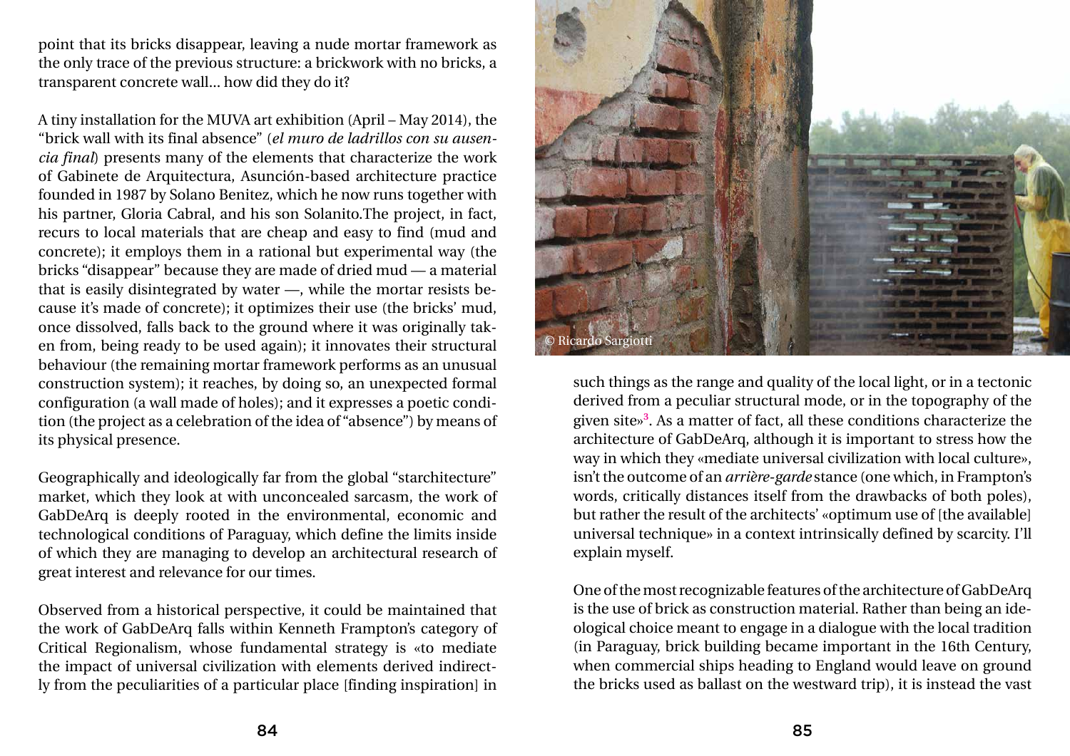point that its bricks disappear, leaving a nude mortar framework as the only trace of the previous structure: a brickwork with no bricks, a transparent concrete wall... how did they do it?

A tiny installation for the MUVA art exhibition (April – May 2014), the "brick wall with its final absence" (*el muro de ladrillos con su ausencia final*) presents many of the elements that characterize the work of Gabinete de Arquitectura, Asunción-based architecture practice founded in 1987 by Solano Benitez, which he now runs together with his partner, Gloria Cabral, and his son Solanito.The project, in fact, recurs to local materials that are cheap and easy to find (mud and concrete); it employs them in a rational but experimental way (the bricks "disappear" because they are made of dried mud — a material that is easily disintegrated by water —, while the mortar resists because it's made of concrete); it optimizes their use (the bricks' mud, once dissolved, falls back to the ground where it was originally taken from, being ready to be used again); it innovates their structural behaviour (the remaining mortar framework performs as an unusual construction system); it reaches, by doing so, an unexpected formal configuration (a wall made of holes); and it expresses a poetic condition (the project as a celebration of the idea of "absence") by means of its physical presence.

Geographically and ideologically far from the global "starchitecture" market, which they look at with unconcealed sarcasm, the work of GabDeArq is deeply rooted in the environmental, economic and technological conditions of Paraguay, which define the limits inside of which they are managing to develop an architectural research of great interest and relevance for our times.

Observed from a historical perspective, it could be maintained that the work of GabDeArq falls within Kenneth Frampton's category of Critical Regionalism, whose fundamental strategy is «to mediate the impact of universal civilization with elements derived indirectly from the peculiarities of a particular place [finding inspiration] in such things as the range and quality of the local light, or in a tectonic derived from a peculiar structural mode, or in the topography of the given site»[3]. As a matter of fact, all these conditions characterize the architecture of GabDeArq, although it is important to stress how the way in which they «mediate universal civilization with local culture», isn't the outcome of an *arrière-garde* stance (one which, in Frampton's words, critically distances itself from the drawbacks of both poles), but rather the result of the architects' «optimum use of [the available] universal technique» in a context intrinsically defined by scarcity. I'll explain myself.

© Ricardo Sargiotti

One of the most recognizable features of the architecture of GabDeArq is the use of brick as construction material. Rather than being an ideological choice meant to engage in a dialogue with the local tradition (in Paraguay, brick building became important in the 16th Century, when commercial ships heading to England would leave on ground the bricks used as ballast on the westward trip), it is instead the vast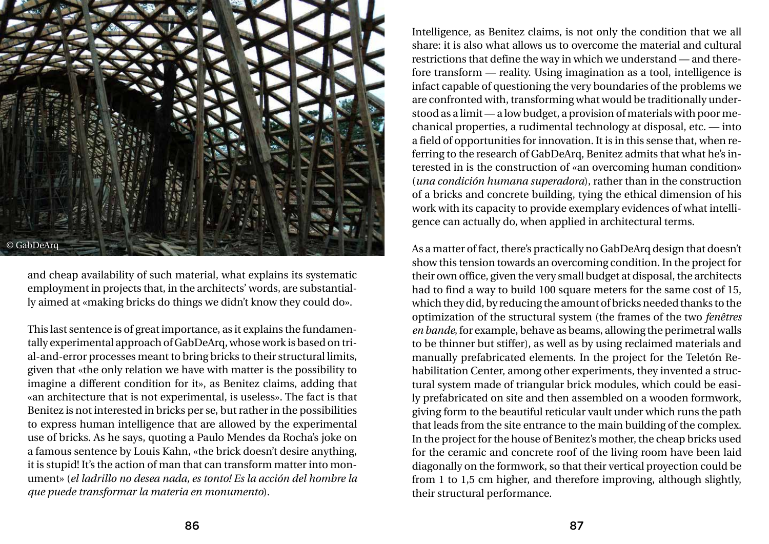© GabDeArq

and cheap availability of such material, what explains its systematic employment in projects that, in the architects' words, are substantially aimed at «making bricks do things we didn't know they could do».

This last sentence is of great importance, as it explains the fundamentally experimental approach of GabDeArq, whose work is based on trial-and-error processes meant to bring bricks to their structural limits, given that «the only relation we have with matter is the possibility to imagine a different condition for it», as Benitez claims, adding that «an architecture that is not experimental, is useless». The fact is that Benitez is not interested in bricks per se, but rather in the possibilities to express human intelligence that are allowed by the experimental use of bricks. As he says, quoting a Paulo Mendes da Rocha's joke on a famous sentence by Louis Kahn, «the brick doesn't desire anything, it is stupid! It's the action of man that can transform matter into monument» (*el ladrillo no desea nada, es tonto! Es la acción del hombre la que puede transformar la materia en monumento*).

Intelligence, as Benitez claims, is not only the condition that we all share: it is also what allows us to overcome the material and cultural restrictions that define the way in which we understand — and therefore transform — reality. Using imagination as a tool, intelligence is infact capable of questioning the very boundaries of the problems we are confronted with, transforming what would be traditionally understood as a limit — a low budget, a provision of materials with poor mechanical properties, a rudimental technology at disposal, etc. — into a field of opportunities for innovation. It is in this sense that, when referring to the research of GabDeArq, Benitez admits that what he's interested in is the construction of «an overcoming human condition» (*una condición humana superadora*), rather than in the construction of a bricks and concrete building, tying the ethical dimension of his work with its capacity to provide exemplary evidences of what intelligence can actually do, when applied in architectural terms.

As a matter of fact, there's practically no GabDeArq design that doesn't show this tension towards an overcoming condition. In the project for their own office, given the very small budget at disposal, the architects had to find a way to build 100 square meters for the same cost of 15, which they did, by reducing the amount of bricks needed thanks to the optimization of the structural system (the frames of the two *fenêtres en bande*, for example, behave as beams, allowing the perimetral walls to be thinner but stiffer), as well as by using reclaimed materials and manually prefabricated elements. In the project for the Teletón Rehabilitation Center, among other experiments, they invented a structural system made of triangular brick modules, which could be easily prefabricated on site and then assembled on a wooden formwork, giving form to the beautiful reticular vault under which runs the path that leads from the site entrance to the main building of the complex. In the project for the house of Benitez's mother, the cheap bricks used for the ceramic and concrete roof of the living room have been laid diagonally on the formwork, so that their vertical proyection could be from 1 to 1,5 cm higher, and therefore improving, although slightly, their structural performance.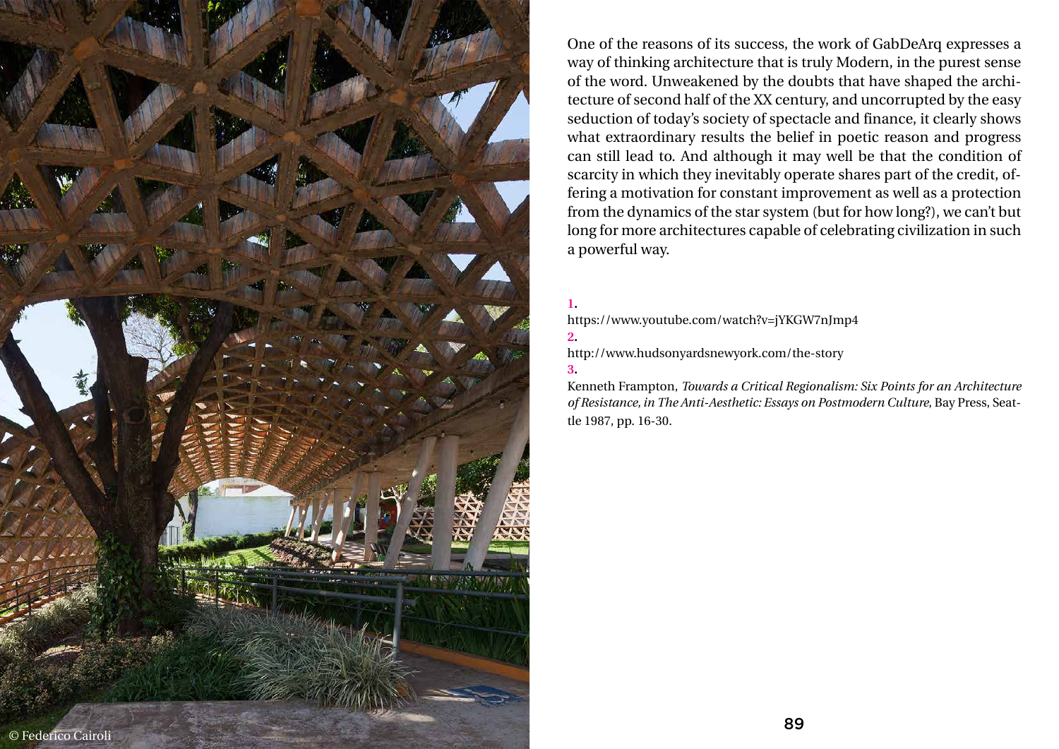One of the reasons of its success, the work of GabDeArq expresses a way of thinking architecture that is truly Modern, in the purest sense of the word. Unweakened by the doubts that have shaped the architecture of second half of the XX century, and uncorrupted by the easy seduction of today's society of spectacle and finance, it clearly shows what extraordinary results the belief in poetic reason and progress can still lead to. And although it may well be that the condition of scarcity in which they inevitably operate shares part of the credit, offering a motivation for constant improvement as well as a protection from the dynamics of the star system (but for how long?), we can't but long for more architectures capable of celebrating civilization in such a powerful way.

**1.**
https://www.youtube.com/watch?v=jYKGW7nJmp4

**2.**
http://www.hudsonyardsnewyork.com/the-story

**3.**
Kenneth Frampton, *Towards a Critical Regionalism: Six Points for an Architecture of Resistance, in The Anti-Aesthetic: Essays on Postmodern Culture*, Bay Press, Seattle 1987, pp. 16-30.

© Federico Cairoli